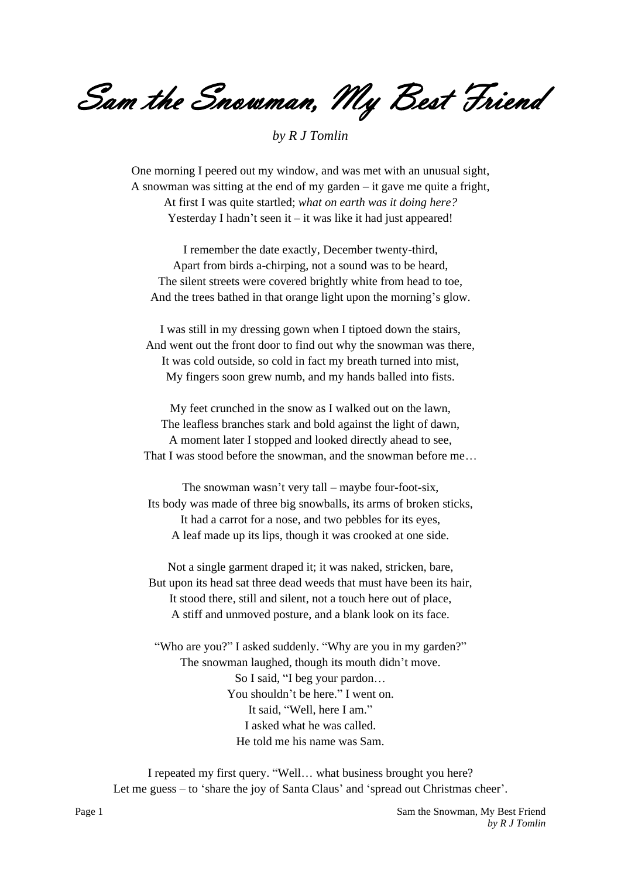# Sam the Snowman, My Best Friend

*by R J Tomlin*

One morning I peered out my window, and was met with an unusual sight,
A snowman was sitting at the end of my garden – it gave me quite a fright,
At first I was quite startled; *what on earth was it doing here?*
Yesterday I hadn't seen it – it was like it had just appeared!

I remember the date exactly, December twenty-third,
Apart from birds a-chirping, not a sound was to be heard,
The silent streets were covered brightly white from head to toe,
And the trees bathed in that orange light upon the morning's glow.

I was still in my dressing gown when I tiptoed down the stairs,
And went out the front door to find out why the snowman was there,
It was cold outside, so cold in fact my breath turned into mist,
My fingers soon grew numb, and my hands balled into fists.

My feet crunched in the snow as I walked out on the lawn,
The leafless branches stark and bold against the light of dawn,
A moment later I stopped and looked directly ahead to see,
That I was stood before the snowman, and the snowman before me…

The snowman wasn't very tall – maybe four-foot-six,
Its body was made of three big snowballs, its arms of broken sticks,
It had a carrot for a nose, and two pebbles for its eyes,
A leaf made up its lips, though it was crooked at one side.

Not a single garment draped it; it was naked, stricken, bare,
But upon its head sat three dead weeds that must have been its hair,
It stood there, still and silent, not a touch here out of place,
A stiff and unmoved posture, and a blank look on its face.

"Who are you?" I asked suddenly. "Why are you in my garden?"
The snowman laughed, though its mouth didn't move.
So I said, "I beg your pardon…
You shouldn't be here." I went on.
It said, "Well, here I am."
I asked what he was called.
He told me his name was Sam.

I repeated my first query. "Well… what business brought you here?
Let me guess – to 'share the joy of Santa Claus' and 'spread out Christmas cheer'.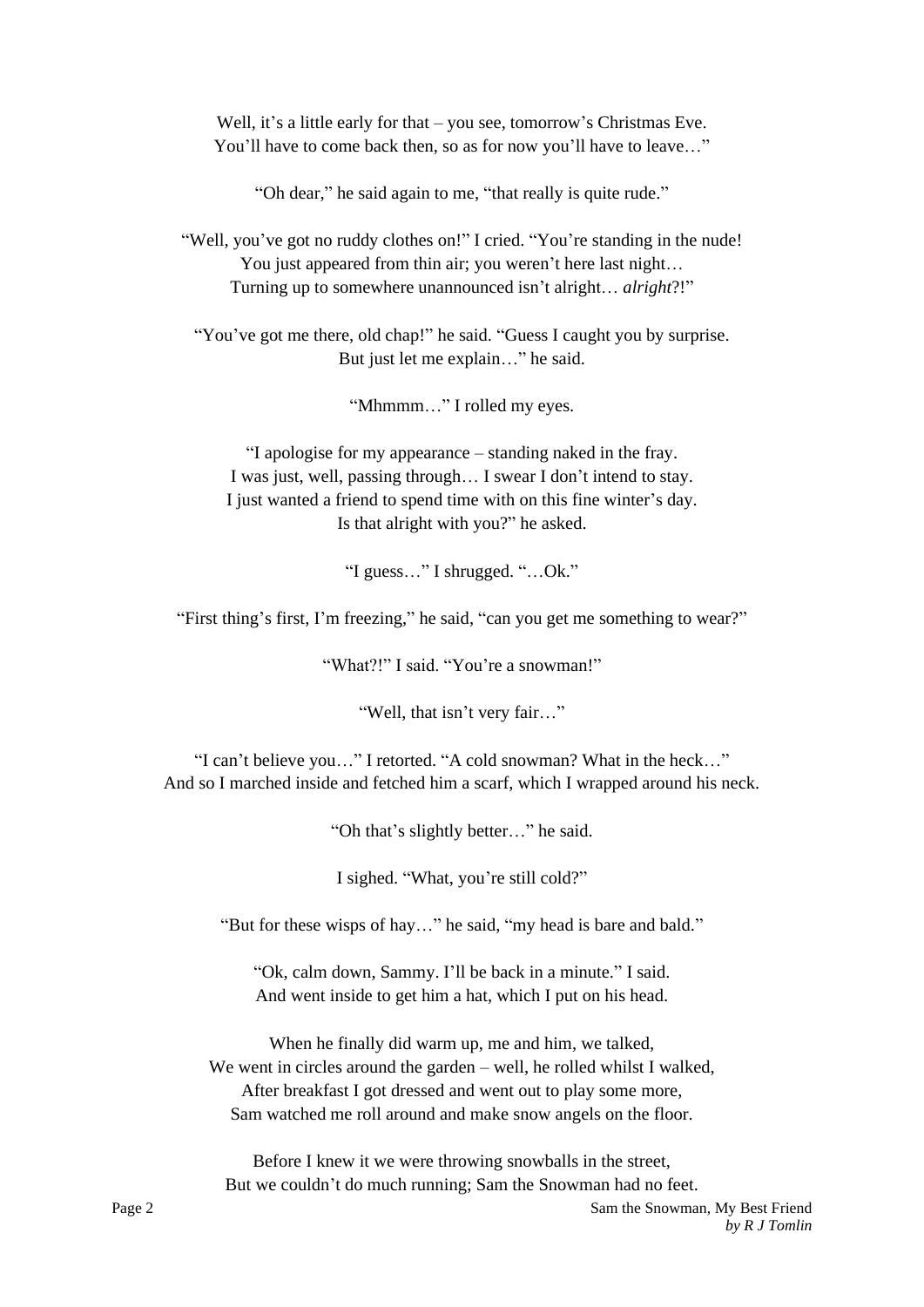Well, it's a little early for that – you see, tomorrow's Christmas Eve.
You'll have to come back then, so as for now you'll have to leave…"

"Oh dear," he said again to me, "that really is quite rude."

"Well, you've got no ruddy clothes on!" I cried. "You're standing in the nude!
You just appeared from thin air; you weren't here last night…
Turning up to somewhere unannounced isn't alright… *alright*?!"

"You've got me there, old chap!" he said. "Guess I caught you by surprise.
But just let me explain…" he said.

"Mhmmm…" I rolled my eyes.

"I apologise for my appearance – standing naked in the fray.
I was just, well, passing through… I swear I don't intend to stay.
I just wanted a friend to spend time with on this fine winter's day.
Is that alright with you?" he asked.

"I guess…" I shrugged. "…Ok."

"First thing's first, I'm freezing," he said, "can you get me something to wear?"

"What?!" I said. "You're a snowman!"

"Well, that isn't very fair…"

"I can't believe you…" I retorted. "A cold snowman? What in the heck…"
And so I marched inside and fetched him a scarf, which I wrapped around his neck.

"Oh that's slightly better…" he said.

I sighed. "What, you're still cold?"

"But for these wisps of hay…" he said, "my head is bare and bald."

"Ok, calm down, Sammy. I'll be back in a minute." I said.
And went inside to get him a hat, which I put on his head.

When he finally did warm up, me and him, we talked,
We went in circles around the garden – well, he rolled whilst I walked,
After breakfast I got dressed and went out to play some more,
Sam watched me roll around and make snow angels on the floor.

Before I knew it we were throwing snowballs in the street,
But we couldn't do much running; Sam the Snowman had no feet.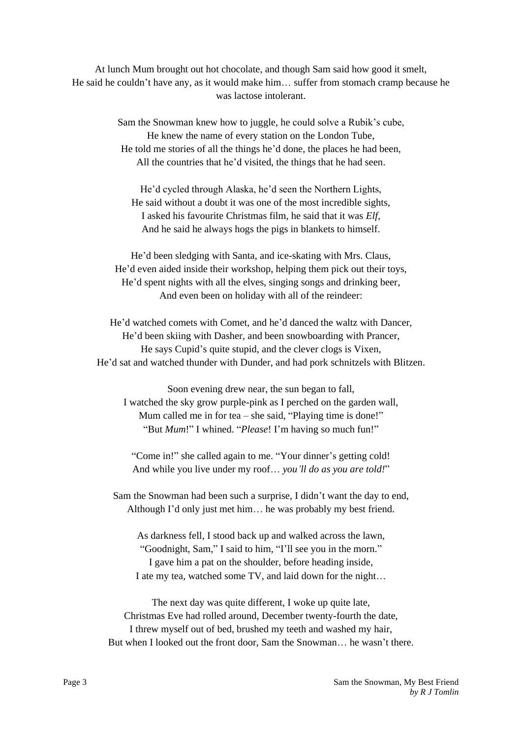At lunch Mum brought out hot chocolate, and though Sam said how good it smelt,
He said he couldn't have any, as it would make him… suffer from stomach cramp because he was lactose intolerant.

Sam the Snowman knew how to juggle, he could solve a Rubik's cube,
He knew the name of every station on the London Tube,
He told me stories of all the things he'd done, the places he had been,
All the countries that he'd visited, the things that he had seen.

He'd cycled through Alaska, he'd seen the Northern Lights,
He said without a doubt it was one of the most incredible sights,
I asked his favourite Christmas film, he said that it was *Elf*,
And he said he always hogs the pigs in blankets to himself.

He'd been sledging with Santa, and ice-skating with Mrs. Claus,
He'd even aided inside their workshop, helping them pick out their toys,
He'd spent nights with all the elves, singing songs and drinking beer,
And even been on holiday with all of the reindeer:

He'd watched comets with Comet, and he'd danced the waltz with Dancer,
He'd been skiing with Dasher, and been snowboarding with Prancer,
He says Cupid's quite stupid, and the clever clogs is Vixen,
He'd sat and watched thunder with Dunder, and had pork schnitzels with Blitzen.

Soon evening drew near, the sun began to fall,
I watched the sky grow purple-pink as I perched on the garden wall,
Mum called me in for tea – she said, "Playing time is done!"
"But *Mum*!" I whined. "*Please*! I'm having so much fun!"

"Come in!" she called again to me. "Your dinner's getting cold!
And while you live under my roof… *you'll do as you are told!*"

Sam the Snowman had been such a surprise, I didn't want the day to end,
Although I'd only just met him… he was probably my best friend.

As darkness fell, I stood back up and walked across the lawn,
"Goodnight, Sam," I said to him, "I'll see you in the morn."
I gave him a pat on the shoulder, before heading inside,
I ate my tea, watched some TV, and laid down for the night…

The next day was quite different, I woke up quite late,
Christmas Eve had rolled around, December twenty-fourth the date,
I threw myself out of bed, brushed my teeth and washed my hair,
But when I looked out the front door, Sam the Snowman… he wasn't there.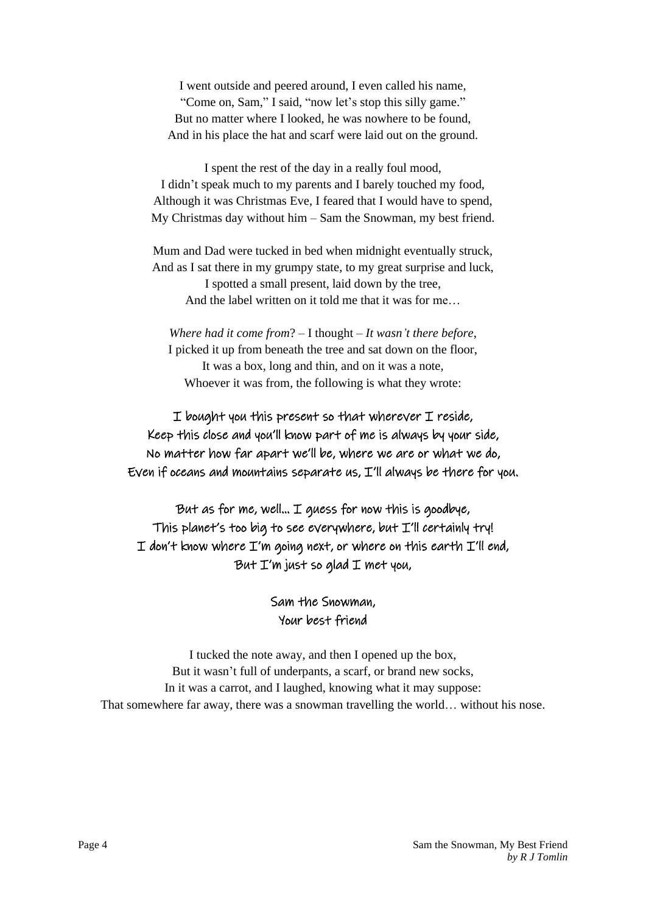I went outside and peered around, I even called his name,
"Come on, Sam," I said, "now let's stop this silly game."
But no matter where I looked, he was nowhere to be found,
And in his place the hat and scarf were laid out on the ground.

I spent the rest of the day in a really foul mood,
I didn't speak much to my parents and I barely touched my food,
Although it was Christmas Eve, I feared that I would have to spend,
My Christmas day without him – Sam the Snowman, my best friend.

Mum and Dad were tucked in bed when midnight eventually struck,
And as I sat there in my grumpy state, to my great surprise and luck,
I spotted a small present, laid down by the tree,
And the label written on it told me that it was for me…

*Where had it come from*? – I thought – *It wasn't there before*,
I picked it up from beneath the tree and sat down on the floor,
It was a box, long and thin, and on it was a note,
Whoever it was from, the following is what they wrote:

I bought you this present so that wherever I reside,
Keep this close and you'll know part of me is always by your side,
No matter how far apart we'll be, where we are or what we do,
Even if oceans and mountains separate us, I'll always be there for you.

But as for me, well… I guess for now this is goodbye,
This planet's too big to see everywhere, but I'll certainly try!
I don't know where I'm going next, or where on this earth I'll end,
But I'm just so glad I met you,

Sam the Snowman,
Your best friend

I tucked the note away, and then I opened up the box,
But it wasn't full of underpants, a scarf, or brand new socks,
In it was a carrot, and I laughed, knowing what it may suppose:
That somewhere far away, there was a snowman travelling the world… without his nose.